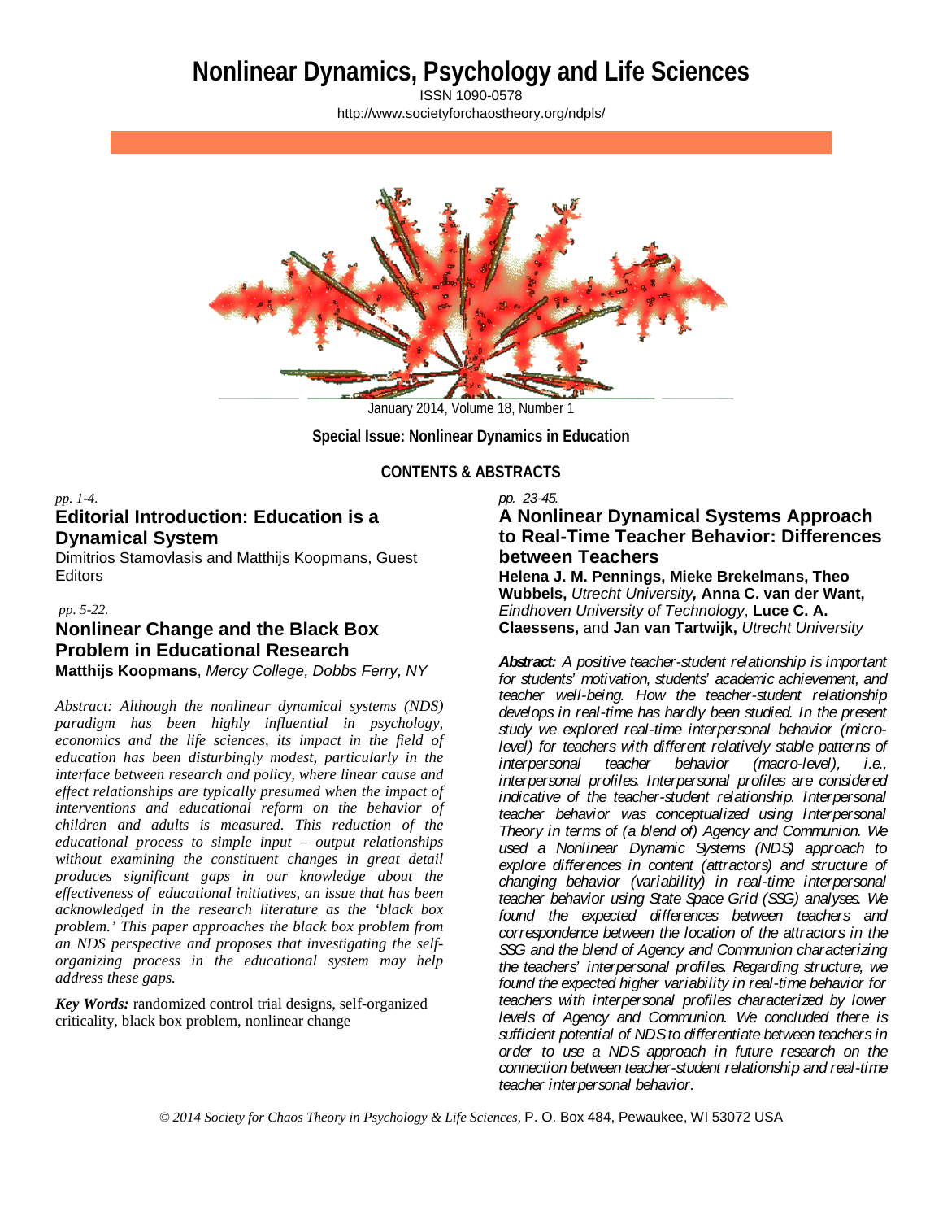# Nonlinear Dynamics, Psychology and Life Sciences

ISSN 1090-0578

http://www.societyforchaostheory.org/ndpls/

January 2014, Volume 18, Number 1

**Special Issue: Nonlinear Dynamics in Education**

**CONTENTS & ABSTRACTS**

*pp. 1-4.*

## Editorial Introduction: Education is a Dynamical System

Dimitrios Stamovlasis and Matthijs Koopmans, Guest Editors

*pp. 5-22.*

## Nonlinear Change and the Black Box Problem in Educational Research

**Matthijs Koopmans**, *Mercy College, Dobbs Ferry, NY*

*Abstract: Although the nonlinear dynamical systems (NDS) paradigm has been highly influential in psychology, economics and the life sciences, its impact in the field of education has been disturbingly modest, particularly in the interface between research and policy, where linear cause and effect relationships are typically presumed when the impact of interventions and educational reform on the behavior of children and adults is measured. This reduction of the educational process to simple input – output relationships without examining the constituent changes in great detail produces significant gaps in our knowledge about the effectiveness of educational initiatives, an issue that has been acknowledged in the research literature as the 'black box problem.' This paper approaches the black box problem from an NDS perspective and proposes that investigating the self-organizing process in the educational system may help address these gaps.*

***Key Words:*** randomized control trial designs, self-organized criticality, black box problem, nonlinear change

*pp. 23-45.*

## A Nonlinear Dynamical Systems Approach to Real-Time Teacher Behavior: Differences between Teachers

**Helena J. M. Pennings, Mieke Brekelmans, Theo Wubbels,** *Utrecht University,* **Anna C. van der Want,** *Eindhoven University of Technology*, **Luce C. A. Claessens,** and **Jan van Tartwijk,** *Utrecht University*

***Abstract:*** *A positive teacher-student relationship is important for students' motivation, students' academic achievement, and teacher well-being. How the teacher-student relationship develops in real-time has hardly been studied. In the present study we explored real-time interpersonal behavior (micro-level) for teachers with different relatively stable patterns of interpersonal teacher behavior (macro-level), i.e., interpersonal profiles. Interpersonal profiles are considered indicative of the teacher-student relationship. Interpersonal teacher behavior was conceptualized using Interpersonal Theory in terms of (a blend of) Agency and Communion. We used a Nonlinear Dynamic Systems (NDS) approach to explore differences in content (attractors) and structure of changing behavior (variability) in real-time interpersonal teacher behavior using State Space Grid (SSG) analyses. We found the expected differences between teachers and correspondence between the location of the attractors in the SSG and the blend of Agency and Communion characterizing the teachers' interpersonal profiles. Regarding structure, we found the expected higher variability in real-time behavior for teachers with interpersonal profiles characterized by lower levels of Agency and Communion. We concluded there is sufficient potential of NDS to differentiate between teachers in order to use a NDS approach in future research on the connection between teacher-student relationship and real-time teacher interpersonal behavior.*

*© 2014 Society for Chaos Theory in Psychology & Life Sciences,* P. O. Box 484, Pewaukee, WI 53072 USA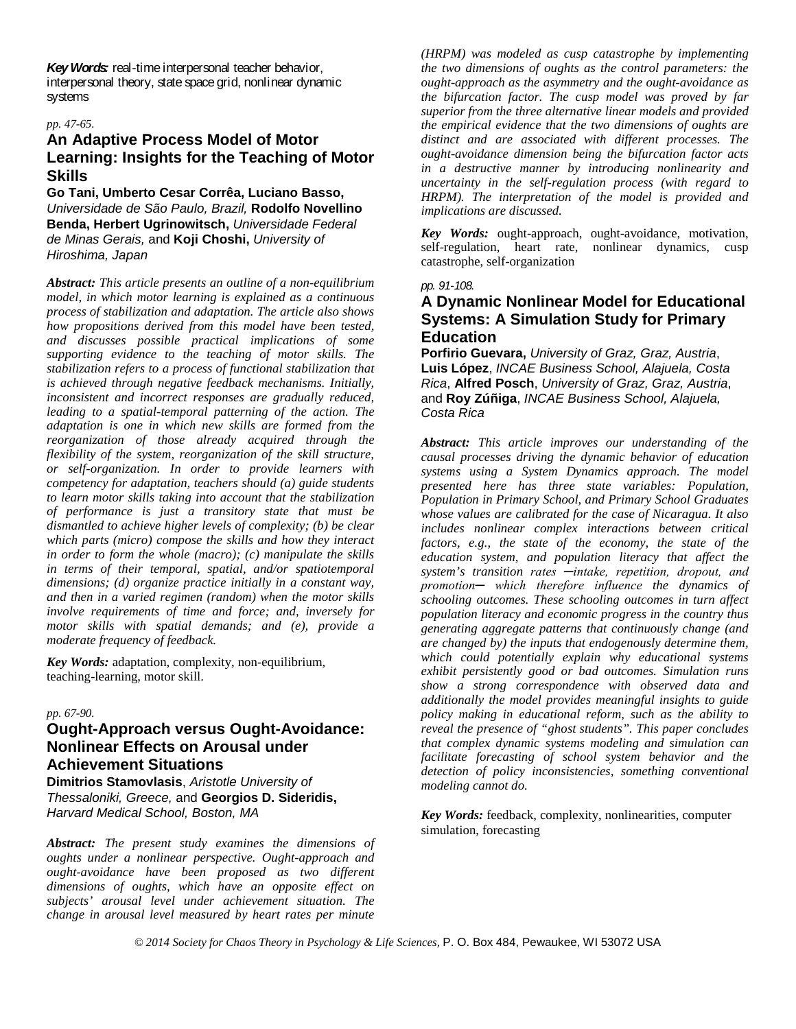*Key Words:* real-time interpersonal teacher behavior, interpersonal theory, state space grid, nonlinear dynamic systems

*pp. 47-65.*

## An Adaptive Process Model of Motor Learning: Insights for the Teaching of Motor Skills

**Go Tani, Umberto Cesar Corrêa, Luciano Basso,** *Universidade de São Paulo, Brazil,* **Rodolfo Novellino Benda, Herbert Ugrinowitsch,** *Universidade Federal de Minas Gerais,* and **Koji Choshi,** *University of Hiroshima, Japan*

***Abstract:*** *This article presents an outline of a non-equilibrium model, in which motor learning is explained as a continuous process of stabilization and adaptation. The article also shows how propositions derived from this model have been tested, and discusses possible practical implications of some supporting evidence to the teaching of motor skills. The stabilization refers to a process of functional stabilization that is achieved through negative feedback mechanisms. Initially, inconsistent and incorrect responses are gradually reduced, leading to a spatial-temporal patterning of the action. The adaptation is one in which new skills are formed from the reorganization of those already acquired through the flexibility of the system, reorganization of the skill structure, or self-organization. In order to provide learners with competency for adaptation, teachers should (a) guide students to learn motor skills taking into account that the stabilization of performance is just a transitory state that must be dismantled to achieve higher levels of complexity; (b) be clear which parts (micro) compose the skills and how they interact in order to form the whole (macro); (c) manipulate the skills in terms of their temporal, spatial, and/or spatiotemporal dimensions; (d) organize practice initially in a constant way, and then in a varied regimen (random) when the motor skills involve requirements of time and force; and, inversely for motor skills with spatial demands; and (e), provide a moderate frequency of feedback.*

***Key Words:*** adaptation, complexity, non-equilibrium, teaching-learning, motor skill.

*pp. 67-90.*

## Ought-Approach versus Ought-Avoidance: Nonlinear Effects on Arousal under Achievement Situations

**Dimitrios Stamovlasis**, *Aristotle University of Thessaloniki, Greece,* and **Georgios D. Sideridis,** *Harvard Medical School, Boston, MA*

***Abstract:*** *The present study examines the dimensions of oughts under a nonlinear perspective. Ought-approach and ought-avoidance have been proposed as two different dimensions of oughts, which have an opposite effect on subjects' arousal level under achievement situation. The change in arousal level measured by heart rates per minute (HRPM) was modeled as cusp catastrophe by implementing the two dimensions of oughts as the control parameters: the ought-approach as the asymmetry and the ought-avoidance as the bifurcation factor. The cusp model was proved by far superior from the three alternative linear models and provided the empirical evidence that the two dimensions of oughts are distinct and are associated with different processes. The ought-avoidance dimension being the bifurcation factor acts in a destructive manner by introducing nonlinearity and uncertainty in the self-regulation process (with regard to HRPM). The interpretation of the model is provided and implications are discussed.*

***Key Words:*** ought-approach, ought-avoidance, motivation, self-regulation, heart rate, nonlinear dynamics, cusp catastrophe, self-organization

*pp. 91-108.*

## A Dynamic Nonlinear Model for Educational Systems: A Simulation Study for Primary Education

**Porfirio Guevara,** *University of Graz, Graz, Austria*, **Luis López**, *INCAE Business School, Alajuela, Costa Rica*, **Alfred Posch**, *University of Graz, Graz, Austria*, and **Roy Zúñiga**, *INCAE Business School, Alajuela, Costa Rica*

***Abstract:*** *This article improves our understanding of the causal processes driving the dynamic behavior of education systems using a System Dynamics approach. The model presented here has three state variables: Population, Population in Primary School, and Primary School Graduates whose values are calibrated for the case of Nicaragua. It also includes nonlinear complex interactions between critical factors, e.g., the state of the economy, the state of the education system, and population literacy that affect the system's transition rates ─intake, repetition, dropout, and promotion─ which therefore influence the dynamics of schooling outcomes. These schooling outcomes in turn affect population literacy and economic progress in the country thus generating aggregate patterns that continuously change (and are changed by) the inputs that endogenously determine them, which could potentially explain why educational systems exhibit persistently good or bad outcomes. Simulation runs show a strong correspondence with observed data and additionally the model provides meaningful insights to guide policy making in educational reform, such as the ability to reveal the presence of "ghost students". This paper concludes that complex dynamic systems modeling and simulation can facilitate forecasting of school system behavior and the detection of policy inconsistencies, something conventional modeling cannot do.*

***Key Words:*** feedback, complexity, nonlinearities, computer simulation, forecasting